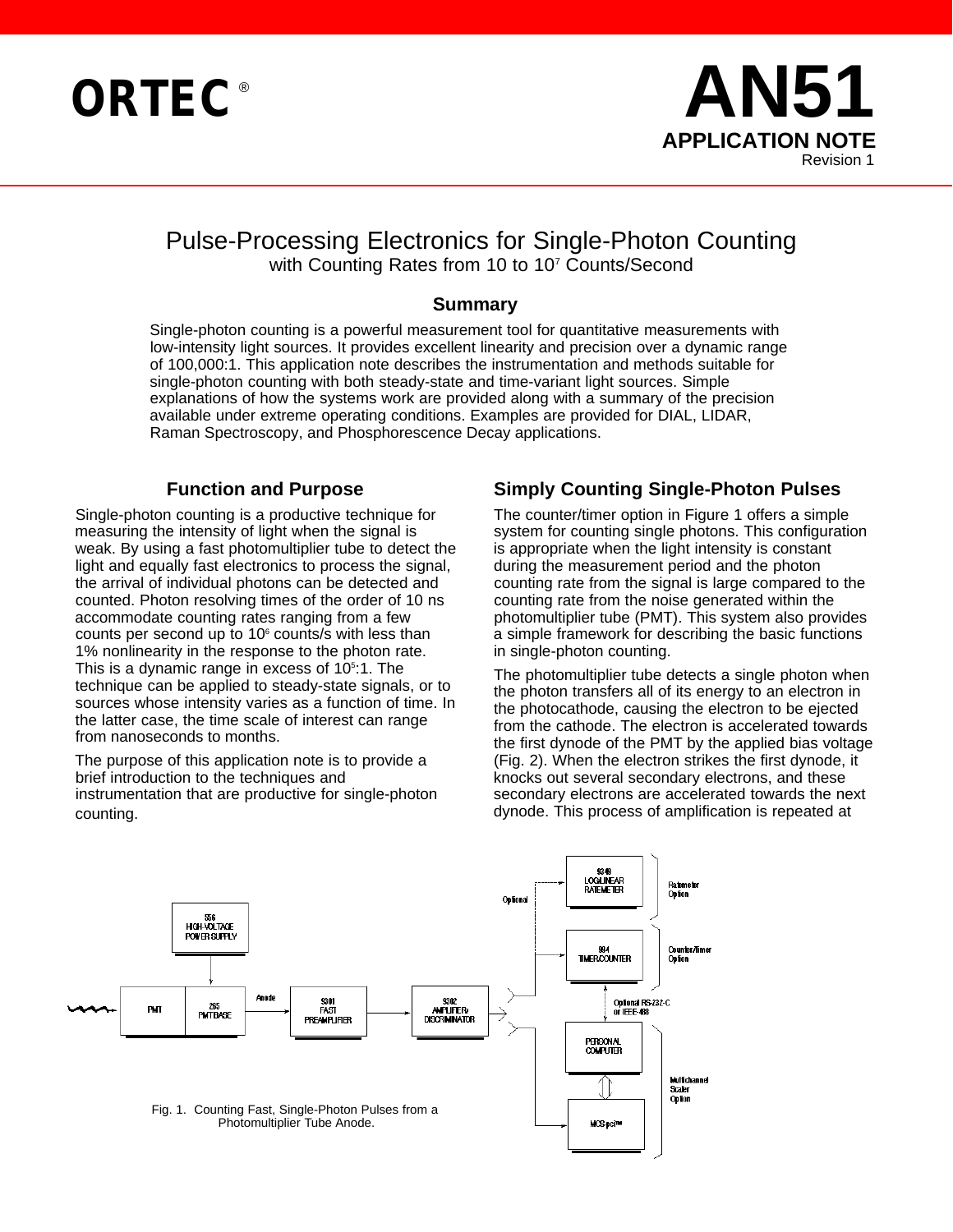ORTEC®

# AN51

**APPLICATION NOTE**

Revision 1

# Pulse-Processing Electronics for Single-Photon Counting

with Counting Rates from 10 to $10^7$ Counts/Second

## Summary

Single-photon counting is a powerful measurement tool for quantitative measurements with low-intensity light sources. It provides excellent linearity and precision over a dynamic range of 100,000:1. This application note describes the instrumentation and methods suitable for single-photon counting with both steady-state and time-variant light sources. Simple explanations of how the systems work are provided along with a summary of the precision available under extreme operating conditions. Examples are provided for DIAL, LIDAR, Raman Spectroscopy, and Phosphorescence Decay applications.

## Function and Purpose

Single-photon counting is a productive technique for measuring the intensity of light when the signal is weak. By using a fast photomultiplier tube to detect the light and equally fast electronics to process the signal, the arrival of individual photons can be detected and counted. Photon resolving times of the order of 10 ns accommodate counting rates ranging from a few counts per second up to $10^6$ counts/s with less than 1% nonlinearity in the response to the photon rate. This is a dynamic range in excess of $10^5$:1. The technique can be applied to steady-state signals, or to sources whose intensity varies as a function of time. In the latter case, the time scale of interest can range from nanoseconds to months.

The purpose of this application note is to provide a brief introduction to the techniques and instrumentation that are productive for single-photon counting.

## Simply Counting Single-Photon Pulses

The counter/timer option in Figure 1 offers a simple system for counting single photons. This configuration is appropriate when the light intensity is constant during the measurement period and the photon counting rate from the signal is large compared to the counting rate from the noise generated within the photomultiplier tube (PMT). This system also provides a simple framework for describing the basic functions in single-photon counting.

The photomultiplier tube detects a single photon when the photon transfers all of its energy to an electron in the photocathode, causing the electron to be ejected from the cathode. The electron is accelerated towards the first dynode of the PMT by the applied bias voltage (Fig. 2). When the electron strikes the first dynode, it knocks out several secondary electrons, and these secondary electrons are accelerated towards the next dynode. This process of amplification is repeated at

Fig. 1. Counting Fast, Single-Photon Pulses from a Photomultiplier Tube Anode.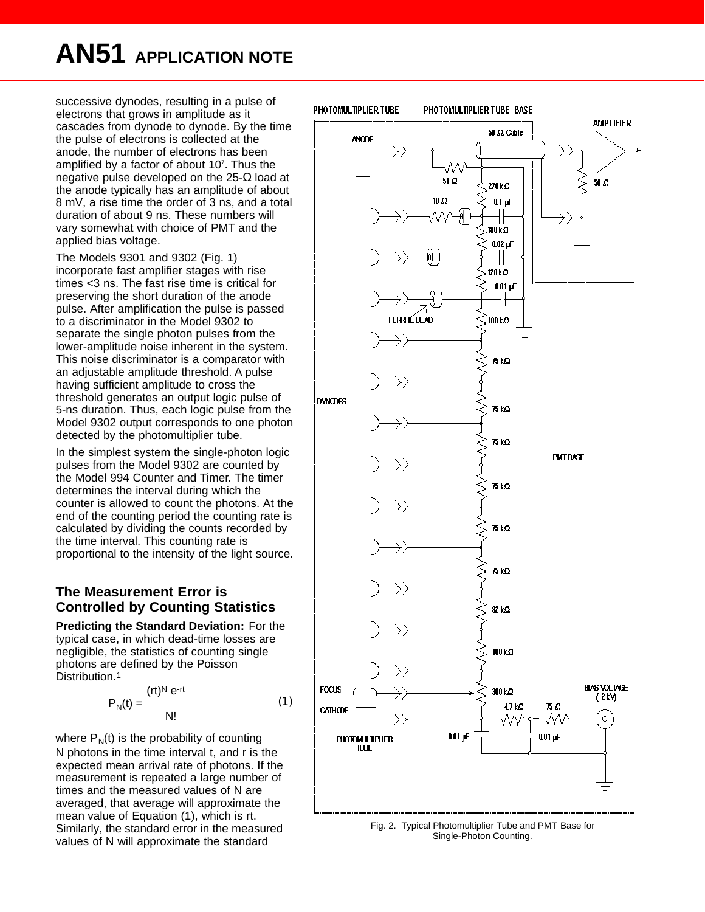successive dynodes, resulting in a pulse of electrons that grows in amplitude as it cascades from dynode to dynode. By the time the pulse of electrons is collected at the anode, the number of electrons has been amplified by a factor of about $10^7$. Thus the negative pulse developed on the 25-Ω load at the anode typically has an amplitude of about 8 mV, a rise time the order of 3 ns, and a total duration of about 9 ns. These numbers will vary somewhat with choice of PMT and the applied bias voltage.

The Models 9301 and 9302 (Fig. 1) incorporate fast amplifier stages with rise times <3 ns. The fast rise time is critical for preserving the short duration of the anode pulse. After amplification the pulse is passed to a discriminator in the Model 9302 to separate the single photon pulses from the lower-amplitude noise inherent in the system. This noise discriminator is a comparator with an adjustable amplitude threshold. A pulse having sufficient amplitude to cross the threshold generates an output logic pulse of 5-ns duration. Thus, each logic pulse from the Model 9302 output corresponds to one photon detected by the photomultiplier tube.

In the simplest system the single-photon logic pulses from the Model 9302 are counted by the Model 994 Counter and Timer. The timer determines the interval during which the counter is allowed to count the photons. At the end of the counting period the counting rate is calculated by dividing the counts recorded by the time interval. This counting rate is proportional to the intensity of the light source.

Fig. 2. Typical Photomultiplier Tube and PMT Base for Single-Photon Counting.

## The Measurement Error is Controlled by Counting Statistics

**Predicting the Standard Deviation:** For the typical case, in which dead-time losses are negligible, the statistics of counting single photons are defined by the Poisson Distribution.[1]

$$P_N(t) = \frac{(rt)^N e^{-rt}}{N!} \qquad (1)$$

where $P_N(t)$ is the probability of counting N photons in the time interval t, and r is the expected mean arrival rate of photons. If the measurement is repeated a large number of times and the measured values of N are averaged, that average will approximate the mean value of Equation (1), which is rt. Similarly, the standard error in the measured values of N will approximate the standard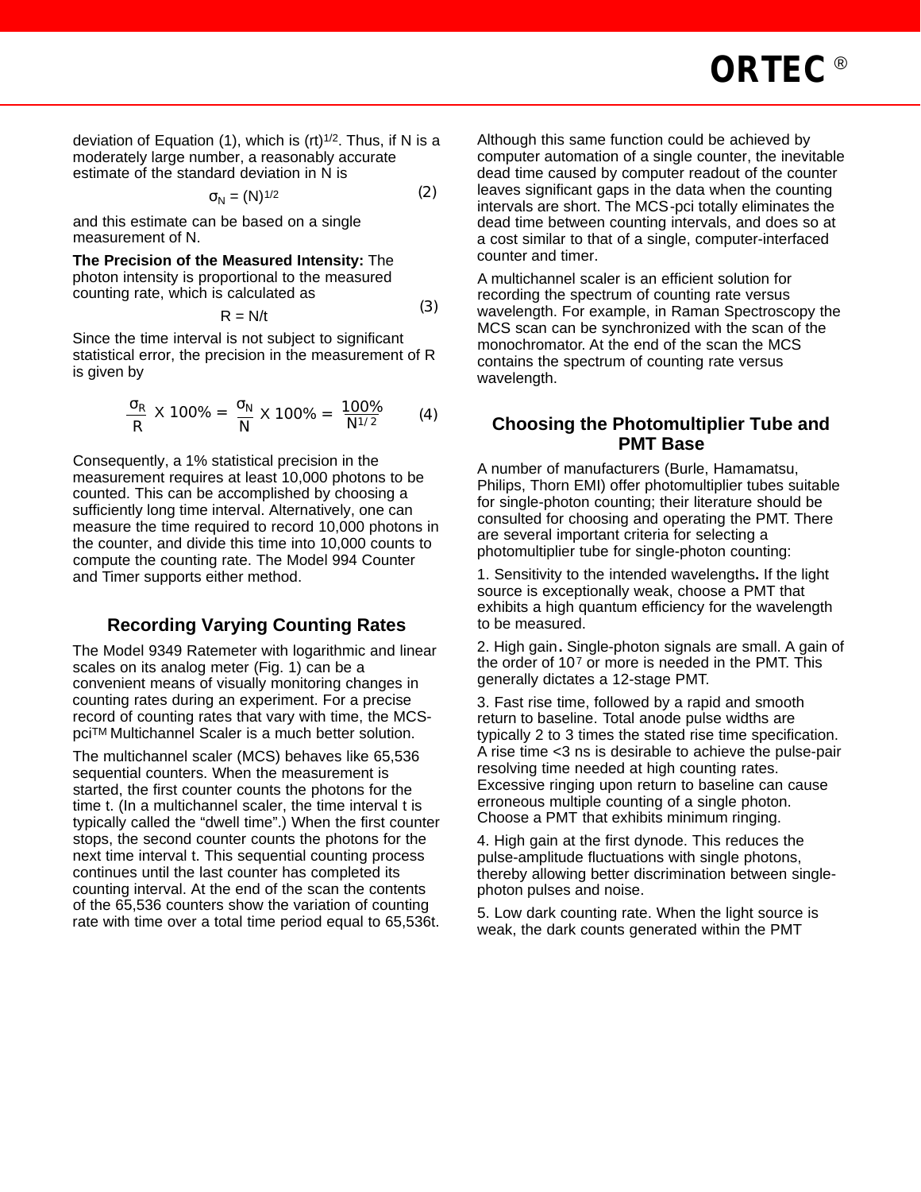deviation of Equation (1), which is $(rt)^{1/2}$. Thus, if N is a moderately large number, a reasonably accurate estimate of the standard deviation in N is

$$\sigma_N = (N)^{1/2} \qquad (2)$$

and this estimate can be based on a single measurement of N.

**The Precision of the Measured Intensity:** The photon intensity is proportional to the measured counting rate, which is calculated as

$$R = N/t \qquad (3)$$

Since the time interval is not subject to significant statistical error, the precision in the measurement of R is given by

$$\frac{\sigma_R}{R} \times 100\% = \frac{\sigma_N}{N} \times 100\% = \frac{100\%}{N^{1/2}} \qquad (4)$$

Consequently, a 1% statistical precision in the measurement requires at least 10,000 photons to be counted. This can be accomplished by choosing a sufficiently long time interval. Alternatively, one can measure the time required to record 10,000 photons in the counter, and divide this time into 10,000 counts to compute the counting rate. The Model 994 Counter and Timer supports either method.

## Recording Varying Counting Rates

The Model 9349 Ratemeter with logarithmic and linear scales on its analog meter (Fig. 1) can be a convenient means of visually monitoring changes in counting rates during an experiment. For a precise record of counting rates that vary with time, the MCS-pci™ Multichannel Scaler is a much better solution.

The multichannel scaler (MCS) behaves like 65,536 sequential counters. When the measurement is started, the first counter counts the photons for the time t. (In a multichannel scaler, the time interval t is typically called the "dwell time".) When the first counter stops, the second counter counts the photons for the next time interval t. This sequential counting process continues until the last counter has completed its counting interval. At the end of the scan the contents of the 65,536 counters show the variation of counting rate with time over a total time period equal to 65,536t.

Although this same function could be achieved by computer automation of a single counter, the inevitable dead time caused by computer readout of the counter leaves significant gaps in the data when the counting intervals are short. The MCS-pci totally eliminates the dead time between counting intervals, and does so at a cost similar to that of a single, computer-interfaced counter and timer.

A multichannel scaler is an efficient solution for recording the spectrum of counting rate versus wavelength. For example, in Raman Spectroscopy the MCS scan can be synchronized with the scan of the monochromator. At the end of the scan the MCS contains the spectrum of counting rate versus wavelength.

## Choosing the Photomultiplier Tube and PMT Base

A number of manufacturers (Burle, Hamamatsu, Philips, Thorn EMI) offer photomultiplier tubes suitable for single-photon counting; their literature should be consulted for choosing and operating the PMT. There are several important criteria for selecting a photomultiplier tube for single-photon counting:

1. Sensitivity to the intended wavelengths**.** If the light source is exceptionally weak, choose a PMT that exhibits a high quantum efficiency for the wavelength to be measured.

2. High gain**.** Single-photon signals are small. A gain of the order of $10^7$ or more is needed in the PMT. This generally dictates a 12-stage PMT.

3. Fast rise time, followed by a rapid and smooth return to baseline. Total anode pulse widths are typically 2 to 3 times the stated rise time specification. A rise time <3 ns is desirable to achieve the pulse-pair resolving time needed at high counting rates. Excessive ringing upon return to baseline can cause erroneous multiple counting of a single photon. Choose a PMT that exhibits minimum ringing.

4. High gain at the first dynode. This reduces the pulse-amplitude fluctuations with single photons, thereby allowing better discrimination between single-photon pulses and noise.

5. Low dark counting rate. When the light source is weak, the dark counts generated within the PMT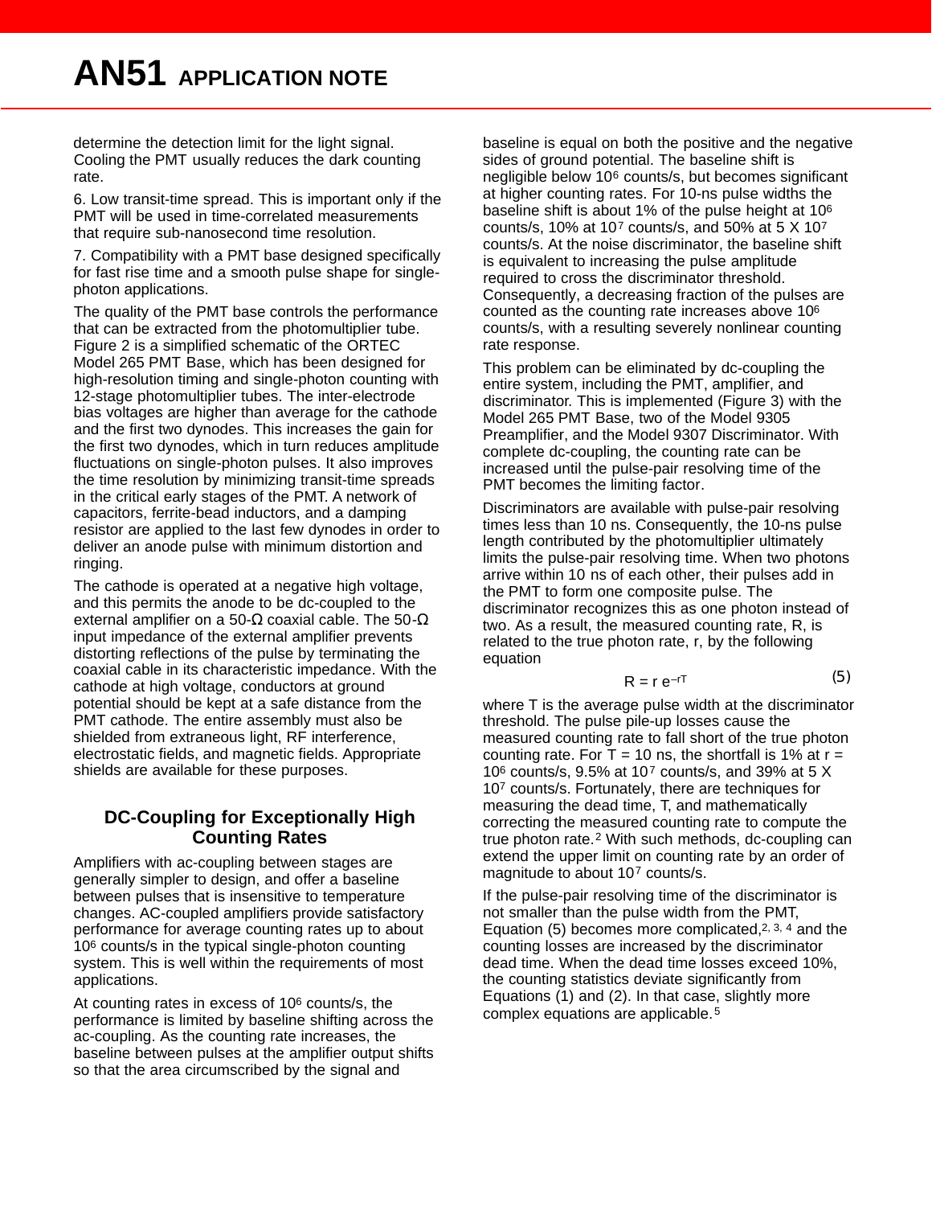determine the detection limit for the light signal. Cooling the PMT usually reduces the dark counting rate.

6. Low transit-time spread. This is important only if the PMT will be used in time-correlated measurements that require sub-nanosecond time resolution.

7. Compatibility with a PMT base designed specifically for fast rise time and a smooth pulse shape for single-photon applications.

The quality of the PMT base controls the performance that can be extracted from the photomultiplier tube. Figure 2 is a simplified schematic of the ORTEC Model 265 PMT Base, which has been designed for high-resolution timing and single-photon counting with 12-stage photomultiplier tubes. The inter-electrode bias voltages are higher than average for the cathode and the first two dynodes. This increases the gain for the first two dynodes, which in turn reduces amplitude fluctuations on single-photon pulses. It also improves the time resolution by minimizing transit-time spreads in the critical early stages of the PMT. A network of capacitors, ferrite-bead inductors, and a damping resistor are applied to the last few dynodes in order to deliver an anode pulse with minimum distortion and ringing.

The cathode is operated at a negative high voltage, and this permits the anode to be dc-coupled to the external amplifier on a 50-Ω coaxial cable. The 50-Ω input impedance of the external amplifier prevents distorting reflections of the pulse by terminating the coaxial cable in its characteristic impedance. With the cathode at high voltage, conductors at ground potential should be kept at a safe distance from the PMT cathode. The entire assembly must also be shielded from extraneous light, RF interference, electrostatic fields, and magnetic fields. Appropriate shields are available for these purposes.

## DC-Coupling for Exceptionally High Counting Rates

Amplifiers with ac-coupling between stages are generally simpler to design, and offer a baseline between pulses that is insensitive to temperature changes. AC-coupled amplifiers provide satisfactory performance for average counting rates up to about $10^6$ counts/s in the typical single-photon counting system. This is well within the requirements of most applications.

At counting rates in excess of $10^6$ counts/s, the performance is limited by baseline shifting across the ac-coupling. As the counting rate increases, the baseline between pulses at the amplifier output shifts so that the area circumscribed by the signal and baseline is equal on both the positive and the negative sides of ground potential. The baseline shift is negligible below $10^6$ counts/s, but becomes significant at higher counting rates. For 10-ns pulse widths the baseline shift is about 1% of the pulse height at $10^6$ counts/s, 10% at $10^7$ counts/s, and 50% at $5 \times 10^7$ counts/s. At the noise discriminator, the baseline shift is equivalent to increasing the pulse amplitude required to cross the discriminator threshold. Consequently, a decreasing fraction of the pulses are counted as the counting rate increases above $10^6$ counts/s, with a resulting severely nonlinear counting rate response.

This problem can be eliminated by dc-coupling the entire system, including the PMT, amplifier, and discriminator. This is implemented (Figure 3) with the Model 265 PMT Base, two of the Model 9305 Preamplifier, and the Model 9307 Discriminator. With complete dc-coupling, the counting rate can be increased until the pulse-pair resolving time of the PMT becomes the limiting factor.

Discriminators are available with pulse-pair resolving times less than 10 ns. Consequently, the 10-ns pulse length contributed by the photomultiplier ultimately limits the pulse-pair resolving time. When two photons arrive within 10 ns of each other, their pulses add in the PMT to form one composite pulse. The discriminator recognizes this as one photon instead of two. As a result, the measured counting rate, R, is related to the true photon rate, r, by the following equation

$$R = r\,e^{-rT} \qquad (5)$$

where T is the average pulse width at the discriminator threshold. The pulse pile-up losses cause the measured counting rate to fall short of the true photon counting rate. For T = 10 ns, the shortfall is 1% at $r = 10^6$ counts/s, 9.5% at $10^7$ counts/s, and 39% at $5 \times 10^7$ counts/s. Fortunately, there are techniques for measuring the dead time, T, and mathematically correcting the measured counting rate to compute the true photon rate.[2] With such methods, dc-coupling can extend the upper limit on counting rate by an order of magnitude to about $10^7$ counts/s.

If the pulse-pair resolving time of the discriminator is not smaller than the pulse width from the PMT, Equation (5) becomes more complicated,[2, 3, 4] and the counting losses are increased by the discriminator dead time. When the dead time losses exceed 10%, the counting statistics deviate significantly from Equations (1) and (2). In that case, slightly more complex equations are applicable.[5]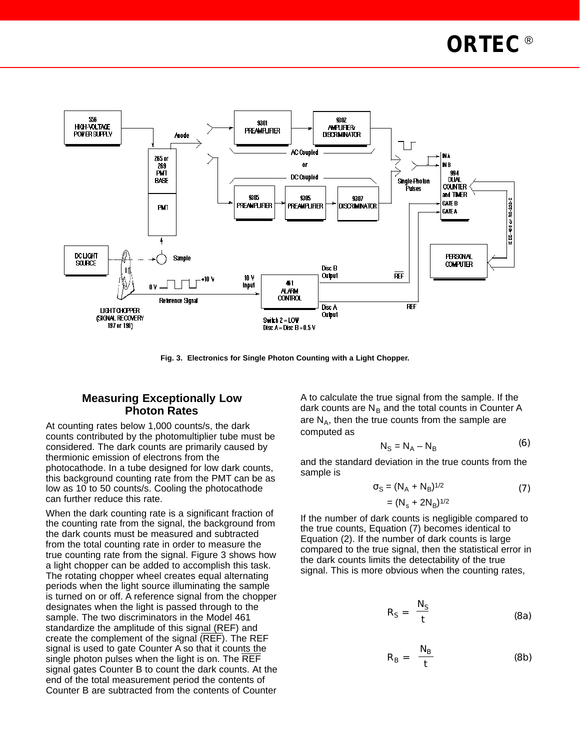Fig. 3. Electronics for Single Photon Counting with a Light Chopper.

## Measuring Exceptionally Low Photon Rates

At counting rates below 1,000 counts/s, the dark counts contributed by the photomultiplier tube must be considered. The dark counts are primarily caused by thermionic emission of electrons from the photocathode. In a tube designed for low dark counts, this background counting rate from the PMT can be as low as 10 to 50 counts/s. Cooling the photocathode can further reduce this rate.

When the dark counting rate is a significant fraction of the counting rate from the signal, the background from the dark counts must be measured and subtracted from the total counting rate in order to measure the true counting rate from the signal. Figure 3 shows how a light chopper can be added to accomplish this task. The rotating chopper wheel creates equal alternating periods when the light source illuminating the sample is turned on or off. A reference signal from the chopper designates when the light is passed through to the sample. The two discriminators in the Model 461 standardize the amplitude of this signal (REF) and create the complement of the signal ($\overline{\text{REF}}$). The REF signal is used to gate Counter A so that it counts the single photon pulses when the light is on. The $\overline{\text{REF}}$ signal gates Counter B to count the dark counts. At the end of the total measurement period the contents of Counter B are subtracted from the contents of Counter A to calculate the true signal from the sample. If the dark counts are $N_B$ and the total counts in Counter A are $N_A$, then the true counts from the sample are computed as

$$N_S = N_A - N_B \tag{6}$$

and the standard deviation in the true counts from the sample is

$$\sigma_S = (N_A + N_B)^{1/2} \tag{7}$$
$$= (N_s + 2N_B)^{1/2}$$

If the number of dark counts is negligible compared to the true counts, Equation (7) becomes identical to Equation (2). If the number of dark counts is large compared to the true signal, then the statistical error in the dark counts limits the detectability of the true signal. This is more obvious when the counting rates,

$$R_S = \frac{N_S}{t} \tag{8a}$$

$$R_B = \frac{N_B}{t} \tag{8b}$$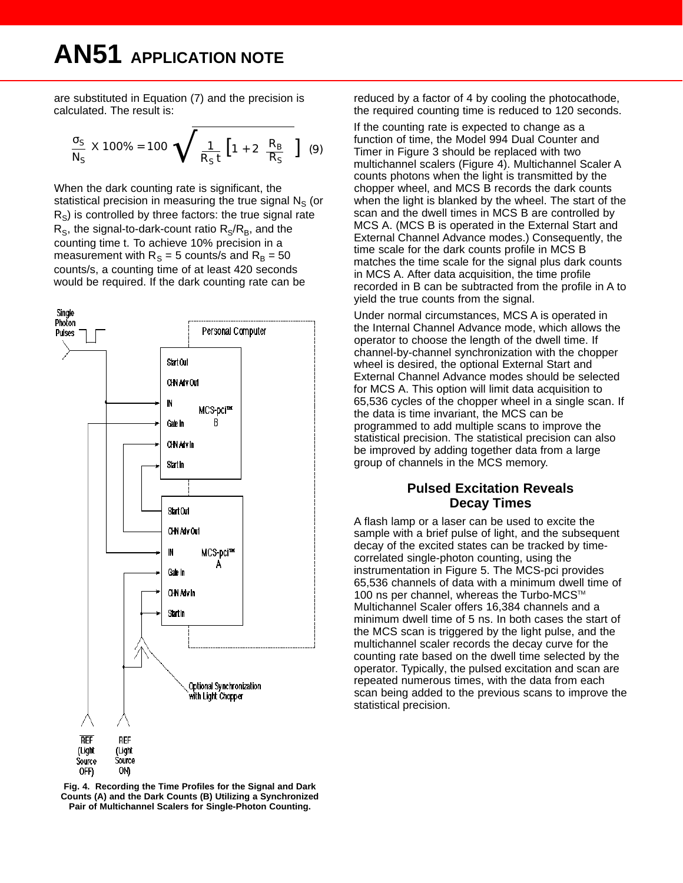are substituted in Equation (7) and the precision is calculated. The result is:

$$\frac{\sigma_S}{N_S} \times 100\% = 100 \sqrt{\frac{1}{R_S\, t}\left[1 + 2\frac{R_B}{R_S}\right]} \quad (9)$$

When the dark counting rate is significant, the statistical precision in measuring the true signal $N_S$ (or $R_S$) is controlled by three factors: the true signal rate $R_S$, the signal-to-dark-count ratio $R_S/R_B$, and the counting time t. To achieve 10% precision in a measurement with $R_S$ = 5 counts/s and $R_B$ = 50 counts/s, a counting time of at least 420 seconds would be required. If the dark counting rate can be reduced by a factor of 4 by cooling the photocathode, the required counting time is reduced to 120 seconds.

**Fig. 4. Recording the Time Profiles for the Signal and Dark Counts (A) and the Dark Counts (B) Utilizing a Synchronized Pair of Multichannel Scalers for Single-Photon Counting.**

If the counting rate is expected to change as a function of time, the Model 994 Dual Counter and Timer in Figure 3 should be replaced with two multichannel scalers (Figure 4). Multichannel Scaler A counts photons when the light is transmitted by the chopper wheel, and MCS B records the dark counts when the light is blanked by the wheel. The start of the scan and the dwell times in MCS B are controlled by MCS A. (MCS B is operated in the External Start and External Channel Advance modes.) Consequently, the time scale for the dark counts profile in MCS B matches the time scale for the signal plus dark counts in MCS A. After data acquisition, the time profile recorded in B can be subtracted from the profile in A to yield the true counts from the signal.

Under normal circumstances, MCS A is operated in the Internal Channel Advance mode, which allows the operator to choose the length of the dwell time. If channel-by-channel synchronization with the chopper wheel is desired, the optional External Start and External Channel Advance modes should be selected for MCS A. This option will limit data acquisition to 65,536 cycles of the chopper wheel in a single scan. If the data is time invariant, the MCS can be programmed to add multiple scans to improve the statistical precision. The statistical precision can also be improved by adding together data from a large group of channels in the MCS memory.

## Pulsed Excitation Reveals Decay Times

A flash lamp or a laser can be used to excite the sample with a brief pulse of light, and the subsequent decay of the excited states can be tracked by time-correlated single-photon counting, using the instrumentation in Figure 5. The MCS-pci provides 65,536 channels of data with a minimum dwell time of 100 ns per channel, whereas the Turbo-MCS™ Multichannel Scaler offers 16,384 channels and a minimum dwell time of 5 ns. In both cases the start of the MCS scan is triggered by the light pulse, and the multichannel scaler records the decay curve for the counting rate based on the dwell time selected by the operator. Typically, the pulsed excitation and scan are repeated numerous times, with the data from each scan being added to the previous scans to improve the statistical precision.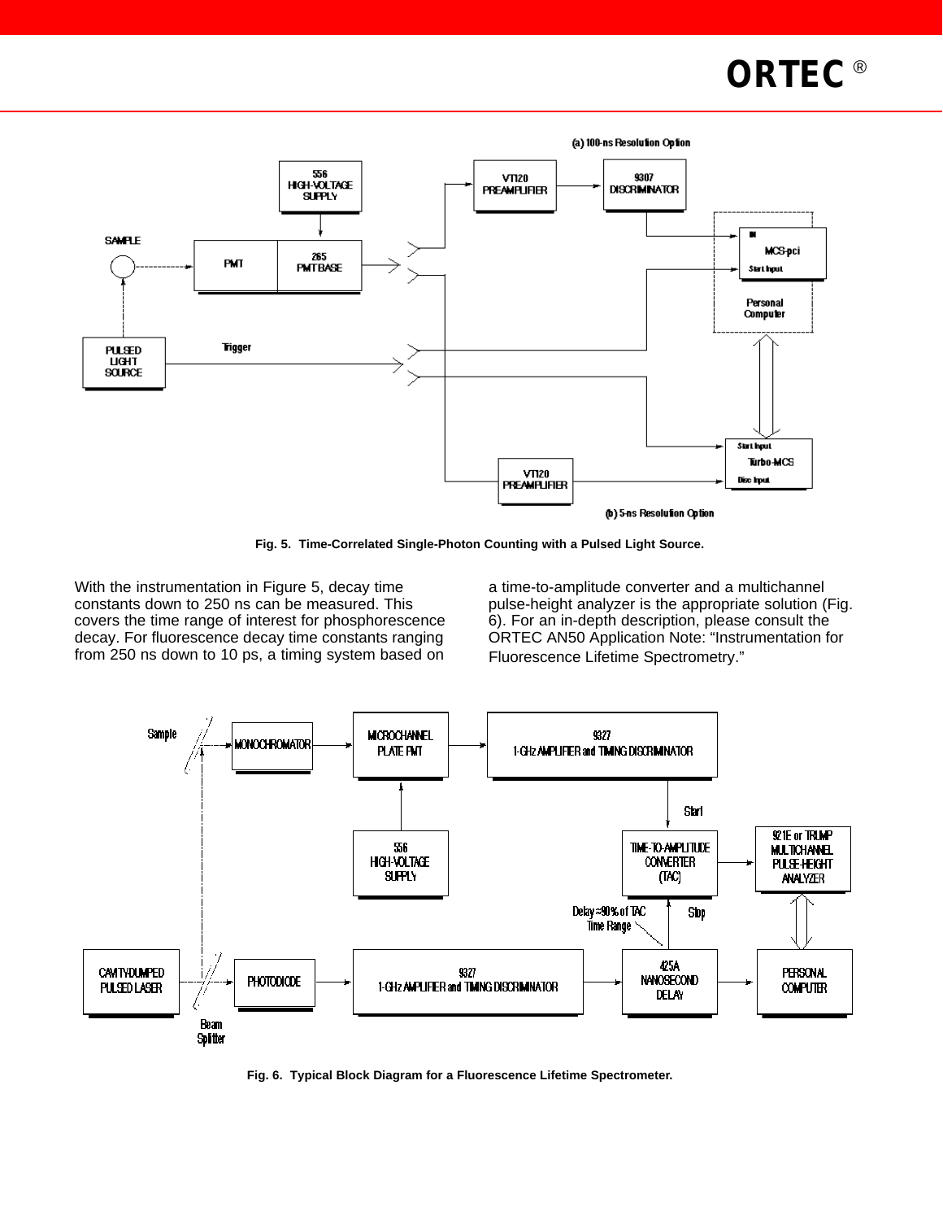Fig. 5. Time-Correlated Single-Photon Counting with a Pulsed Light Source.

With the instrumentation in Figure 5, decay time constants down to 250 ns can be measured. This covers the time range of interest for phosphorescence decay. For fluorescence decay time constants ranging from 250 ns down to 10 ps, a timing system based on a time-to-amplitude converter and a multichannel pulse-height analyzer is the appropriate solution (Fig. 6). For an in-depth description, please consult the ORTEC AN50 Application Note: "Instrumentation for Fluorescence Lifetime Spectrometry."

Fig. 6. Typical Block Diagram for a Fluorescence Lifetime Spectrometer.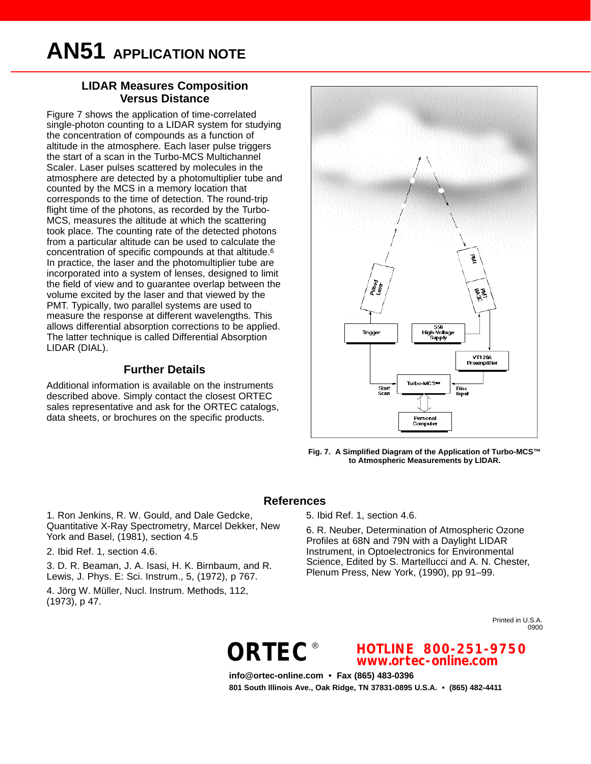# AN51 APPLICATION NOTE

## LIDAR Measures Composition Versus Distance

Figure 7 shows the application of time-correlated single-photon counting to a LIDAR system for studying the concentration of compounds as a function of altitude in the atmosphere. Each laser pulse triggers the start of a scan in the Turbo-MCS Multichannel Scaler. Laser pulses scattered by molecules in the atmosphere are detected by a photomultiplier tube and counted by the MCS in a memory location that corresponds to the time of detection. The round-trip flight time of the photons, as recorded by the Turbo-MCS, measures the altitude at which the scattering took place. The counting rate of the detected photons from a particular altitude can be used to calculate the concentration of specific compounds at that altitude.[6] In practice, the laser and the photomultiplier tube are incorporated into a system of lenses, designed to limit the field of view and to guarantee overlap between the volume excited by the laser and that viewed by the PMT. Typically, two parallel systems are used to measure the response at different wavelengths. This allows differential absorption corrections to be applied. The latter technique is called Differential Absorption LIDAR (DIAL).

## Further Details

Additional information is available on the instruments described above. Simply contact the closest ORTEC sales representative and ask for the ORTEC catalogs, data sheets, or brochures on the specific products.

Pulsed Laser
PMT
PMT BASE
Trigger
556 High-Voltage Supply
VT120A Preamplifier
Turbo-MCS™
Start Scan
Disc Input
Personal Computer

**Fig. 7. A Simplified Diagram of the Application of Turbo-MCS™ to Atmospheric Measurements by LIDAR.**

## References

1. Ron Jenkins, R. W. Gould, and Dale Gedcke, Quantitative X-Ray Spectrometry, Marcel Dekker, New York and Basel, (1981), section 4.5

2. Ibid Ref. 1, section 4.6.

3. D. R. Beaman, J. A. Isasi, H. K. Birnbaum, and R. Lewis, J. Phys. E: Sci. Instrum., 5, (1972), p 767.

4. Jörg W. Müller, Nucl. Instrum. Methods, 112, (1973), p 47.

5. Ibid Ref. 1, section 4.6.

6. R. Neuber, Determination of Atmospheric Ozone Profiles at 68N and 79N with a Daylight LIDAR Instrument, in Optoelectronics for Environmental Science, Edited by S. Martellucci and A. N. Chester, Plenum Press, New York, (1990), pp 91–99.

Printed in U.S.A.
0900

**ORTEC**®

**HOTLINE 800-251-9750**
**www.ortec-online.com**

**info@ortec-online.com • Fax (865) 483-0396**
**801 South Illinois Ave., Oak Ridge, TN 37831-0895 U.S.A. • (865) 482-4411**